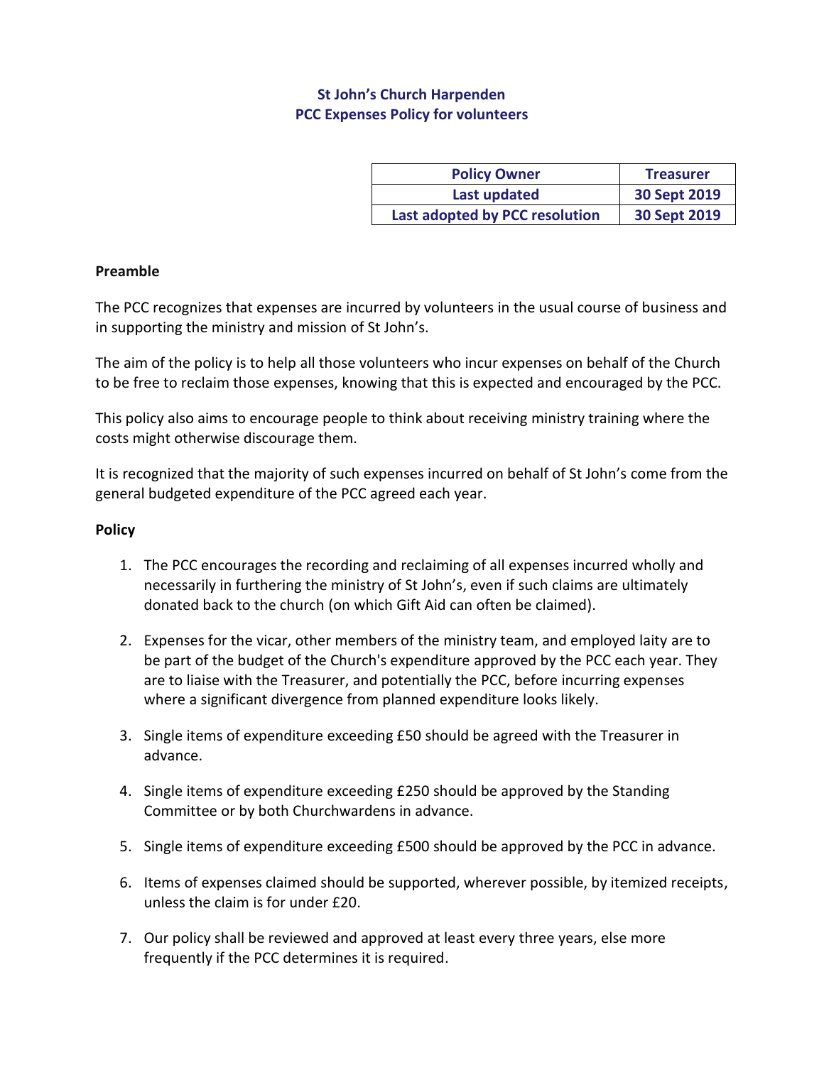# St John's Church Harpenden
## PCC Expenses Policy for volunteers

| Policy Owner | Treasurer |
|---|---|
| Last updated | 30 Sept 2019 |
| Last adopted by PCC resolution | 30 Sept 2019 |

**Preamble**

The PCC recognizes that expenses are incurred by volunteers in the usual course of business and in supporting the ministry and mission of St John's.

The aim of the policy is to help all those volunteers who incur expenses on behalf of the Church to be free to reclaim those expenses, knowing that this is expected and encouraged by the PCC.

This policy also aims to encourage people to think about receiving ministry training where the costs might otherwise discourage them.

It is recognized that the majority of such expenses incurred on behalf of St John's come from the general budgeted expenditure of the PCC agreed each year.

**Policy**

1. The PCC encourages the recording and reclaiming of all expenses incurred wholly and necessarily in furthering the ministry of St John's, even if such claims are ultimately donated back to the church (on which Gift Aid can often be claimed).

2. Expenses for the vicar, other members of the ministry team, and employed laity are to be part of the budget of the Church's expenditure approved by the PCC each year. They are to liaise with the Treasurer, and potentially the PCC, before incurring expenses where a significant divergence from planned expenditure looks likely.

3. Single items of expenditure exceeding £50 should be agreed with the Treasurer in advance.

4. Single items of expenditure exceeding £250 should be approved by the Standing Committee or by both Churchwardens in advance.

5. Single items of expenditure exceeding £500 should be approved by the PCC in advance.

6. Items of expenses claimed should be supported, wherever possible, by itemized receipts, unless the claim is for under £20.

7. Our policy shall be reviewed and approved at least every three years, else more frequently if the PCC determines it is required.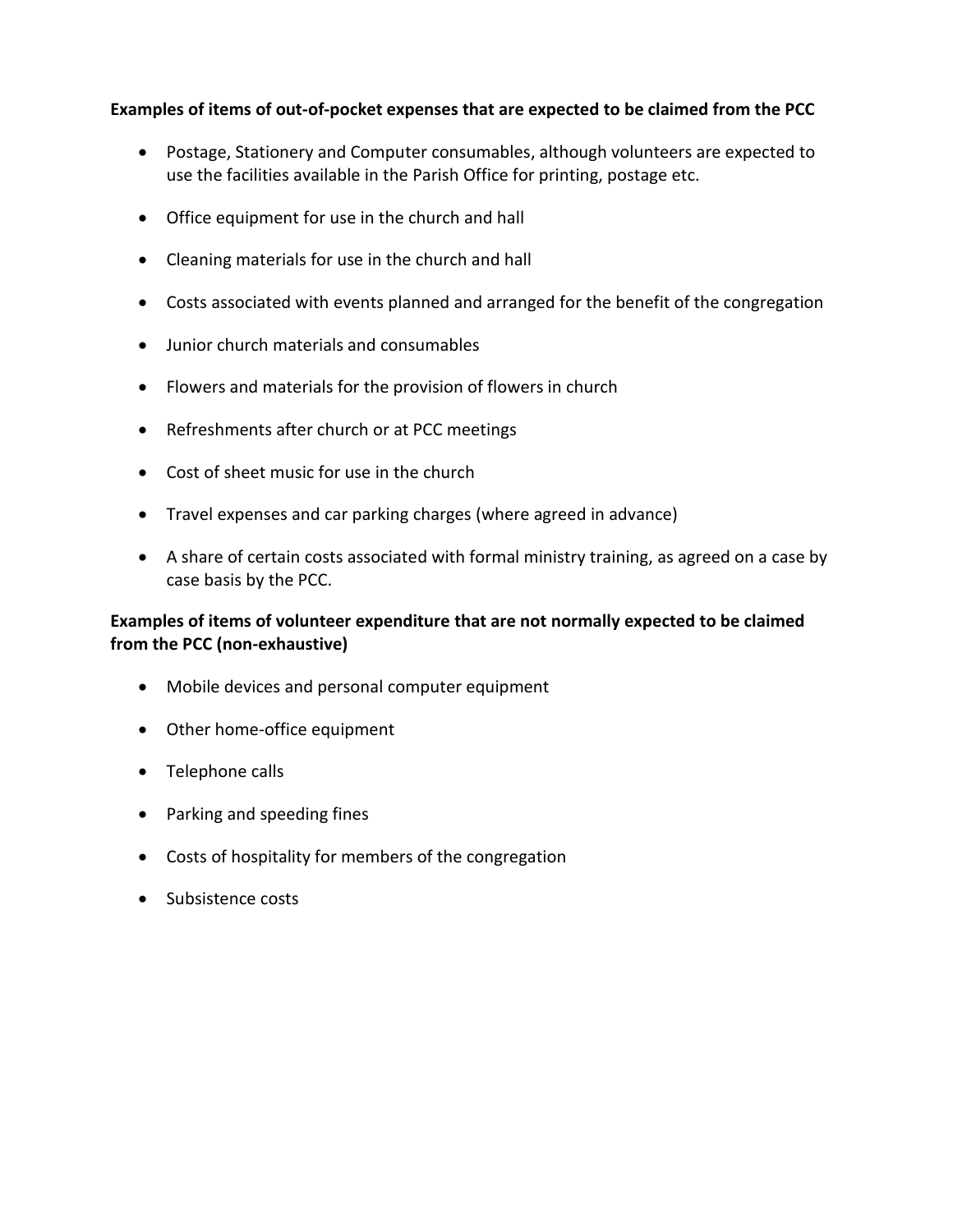**Examples of items of out-of-pocket expenses that are expected to be claimed from the PCC**

- Postage, Stationery and Computer consumables, although volunteers are expected to use the facilities available in the Parish Office for printing, postage etc.
- Office equipment for use in the church and hall
- Cleaning materials for use in the church and hall
- Costs associated with events planned and arranged for the benefit of the congregation
- Junior church materials and consumables
- Flowers and materials for the provision of flowers in church
- Refreshments after church or at PCC meetings
- Cost of sheet music for use in the church
- Travel expenses and car parking charges (where agreed in advance)
- A share of certain costs associated with formal ministry training, as agreed on a case by case basis by the PCC.

**Examples of items of volunteer expenditure that are not normally expected to be claimed from the PCC (non-exhaustive)**

- Mobile devices and personal computer equipment
- Other home-office equipment
- Telephone calls
- Parking and speeding fines
- Costs of hospitality for members of the congregation
- Subsistence costs